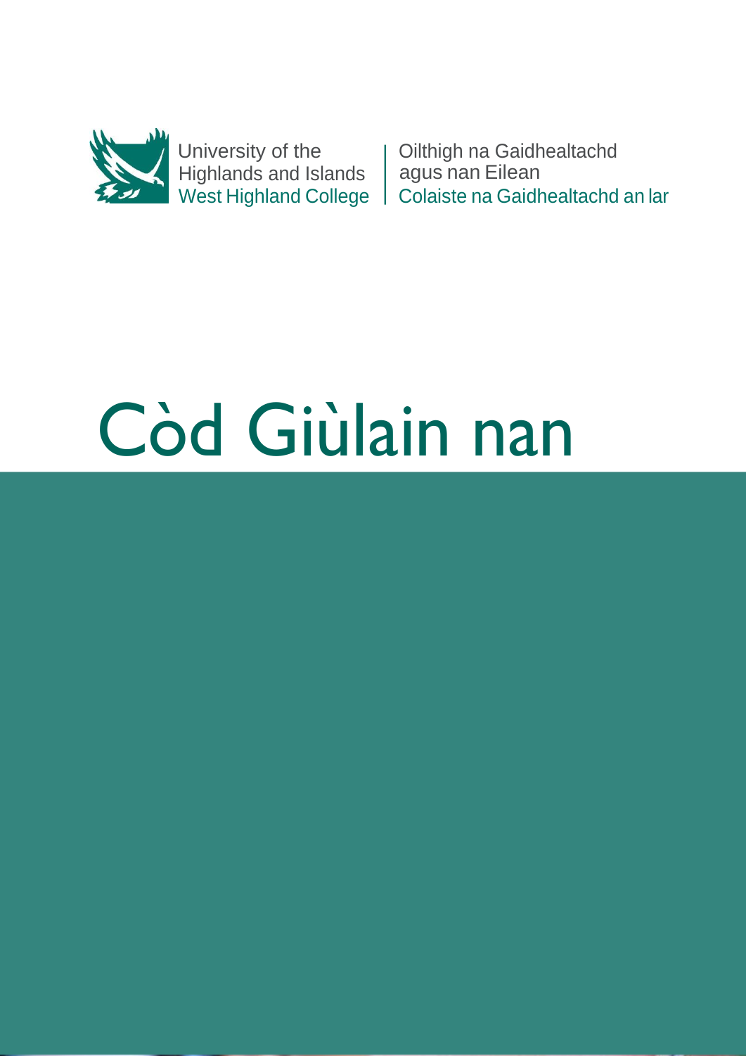University of the Highlands and Islands
West Highland College

Oilthigh na Gaidhealtachd agus nan Eilean
Colaiste na Gaidhealtachd an Iar

# Còd Giùlain nan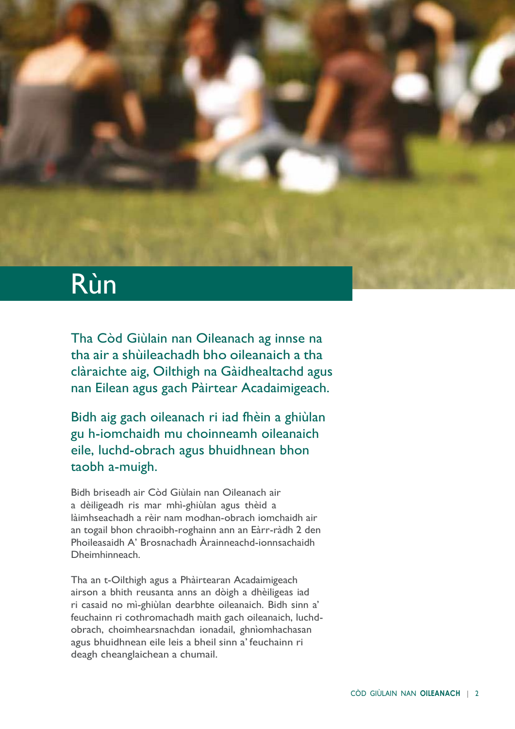# Rùn

Tha Còd Giùlain nan Oileanach ag innse na tha air a shùileachadh bho oileanaich a tha clàraichte aig, Oilthigh na Gàidhealtachd agus nan Eilean agus gach Pàirtear Acadaimigeach.

Bidh aig gach oileanach ri iad fhèin a ghiùlan gu h-iomchaidh mu choinneamh oileanaich eile, luchd-obrach agus bhuidhnean bhon taobh a-muigh.

Bidh briseadh air Còd Giùlain nan Oileanach air a dèiligeadh ris mar mhì-ghiùlan agus thèid a làimhseachadh a rèir nam modhan-obrach iomchaidh air an togail bhon chraoibh-roghainn ann an Eàrr-ràdh 2 den Phoileasaidh A' Brosnachadh Àrainneachd-ionnsachaidh Dheimhinneach.

Tha an t-Oilthigh agus a Phàirtearan Acadaimigeach airson a bhith reusanta anns an dòigh a dhèiligeas iad ri casaid no mì-ghiùlan dearbhte oileanaich. Bidh sinn a' feuchainn ri cothromachadh maith gach oileanaich, luchd-obrach, choimhearsnachdan ionadail, ghnìomhachasan agus bhuidhnean eile leis a bheil sinn a' feuchainn ri deagh cheanglaichean a chumail.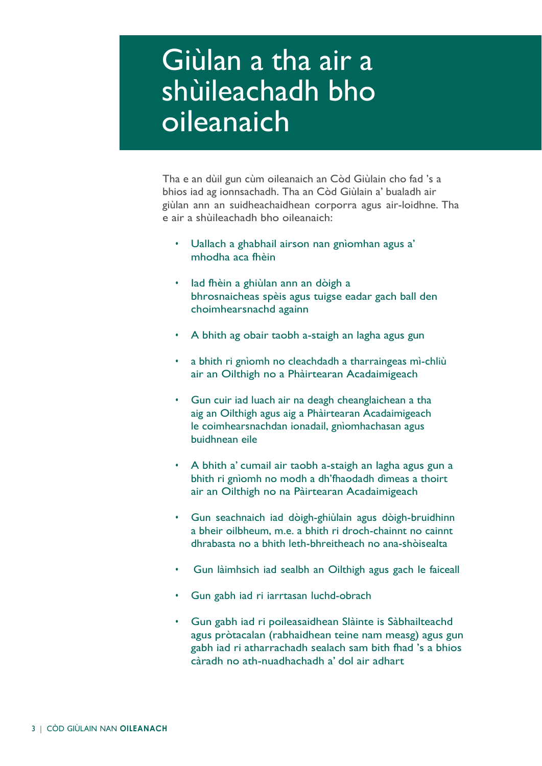# Giùlan a tha air a shùileachadh bho oileanaich

Tha e an dùil gun cùm oileanaich an Còd Giùlain cho fad 's a bhios iad ag ionnsachadh. Tha an Còd Giùlain a' bualadh air giùlan ann an suidheachaidhean corporra agus air-loidhne. Tha e air a shùileachadh bho oileanaich:

- Uallach a ghabhail airson nan gnìomhan agus a' mhodha aca fhèin
- Iad fhèin a ghiùlan ann an dòigh a bhrosnaicheas spèis agus tuigse eadar gach ball den choimhearsnachd againn
- A bhith ag obair taobh a-staigh an lagha agus gun
- a bhith ri gnìomh no cleachdadh a tharraingeas mì-chliù air an Oilthigh no a Phàirtearan Acadaimigeach
- Gun cuir iad luach air na deagh cheanglaichean a tha aig an Oilthigh agus aig a Phàirtearan Acadaimigeach le coimhearsnachdan ionadail, gnìomhachasan agus buidhnean eile
- A bhith a' cumail air taobh a-staigh an lagha agus gun a bhith ri gnìomh no modh a dh'fhaodadh dìmeas a thoirt air an Oilthigh no na Pàirtearan Acadaimigeach
- Gun seachnaich iad dòigh-ghiùlain agus dòigh-bruidhinn a bheir oilbheum, m.e. a bhith ri droch-chainnt no cainnt dhrabasta no a bhith leth-bhreitheach no ana-shòisealta
- Gun làimhsich iad sealbh an Oilthigh agus gach le faiceall
- Gun gabh iad ri iarrtasan luchd-obrach
- Gun gabh iad ri poileasaidhean Slàinte is Sàbhailteachd agus pròtacalan (rabhaidhean teine nam measg) agus gun gabh iad ri atharrachadh sealach sam bith fhad 's a bhios càradh no ath-nuadhachadh a' dol air adhart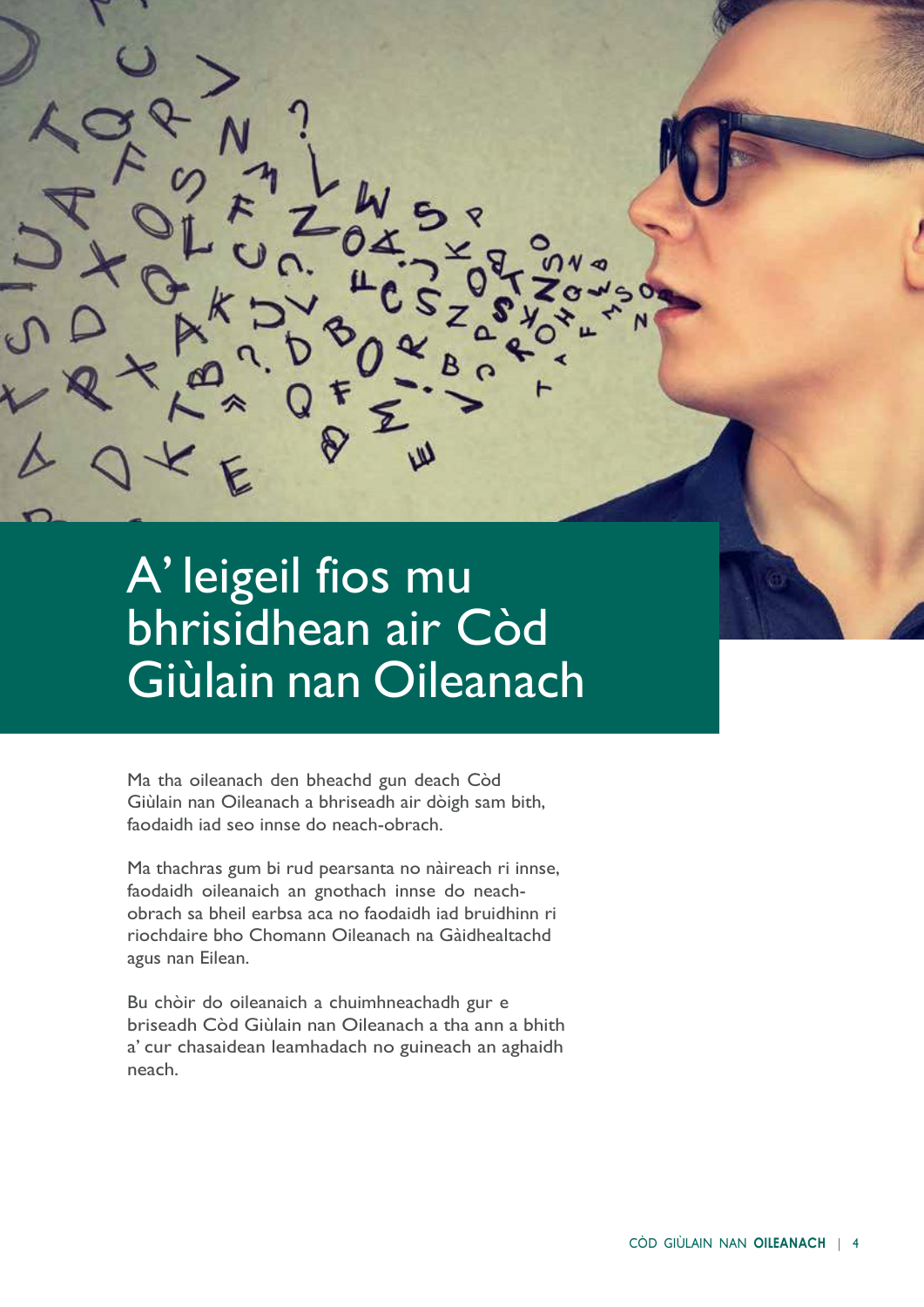# A' leigeil fios mu bhrisidhean air Còd Giùlain nan Oileanach

Ma tha oileanach den bheachd gun deach Còd Giùlain nan Oileanach a bhriseadh air dòigh sam bith, faodaidh iad seo innse do neach-obrach.

Ma thachras gum bi rud pearsanta no nàireach ri innse, faodaidh oileanaich an gnothach innse do neach-obrach sa bheil earbsa aca no faodaidh iad bruidhinn ri riochdaire bho Chomann Oileanach na Gàidhealtachd agus nan Eilean.

Bu chòir do oileanaich a chuimhneachadh gur e briseadh Còd Giùlain nan Oileanach a tha ann a bhith a' cur chasaidean leamhadach no guineach an aghaidh neach.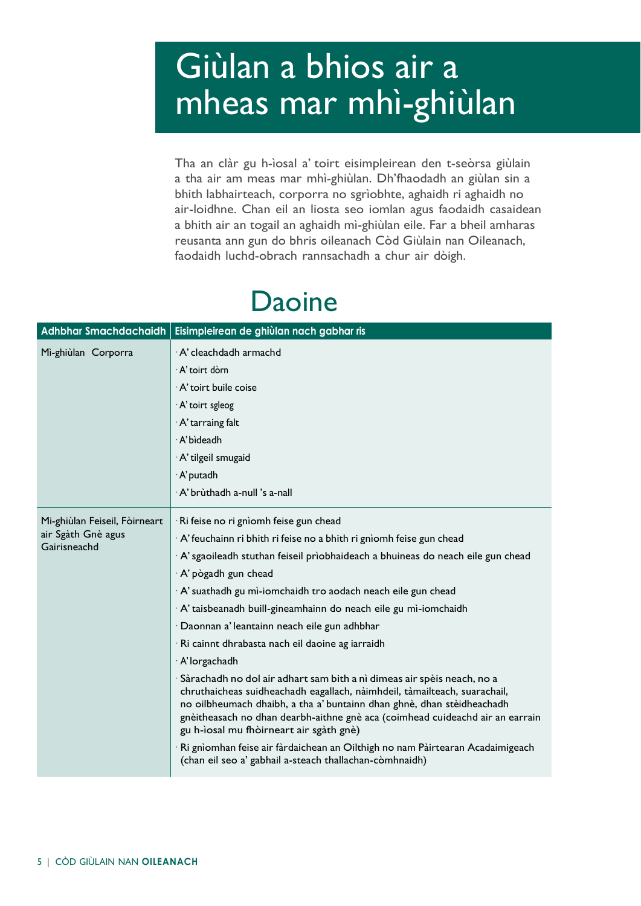# Giùlan a bhios air a mheas mar mhì-ghiùlan

Tha an clàr gu h-ìosal a' toirt eisimpleirean den t-seòrsa giùlain a tha air am meas mar mhì-ghiùlan. Dh'fhaodadh an giùlan sin a bhith labhairteach, corporra no sgrìobhte, aghaidh ri aghaidh no air-loidhne. Chan eil an liosta seo iomlan agus faodaidh casaidean a bhith air an togail an aghaidh mì-ghiùlan eile. Far a bheil amharas reusanta ann gun do bhris oileanach Còd Giùlain nan Oileanach, faodaidh luchd-obrach rannsachadh a chur air dòigh.

## Daoine

| Adhbhar Smachdachaidh | Eisimpleirean de ghiùlan nach gabhar ris |
|---|---|
| Mì-ghiùlan Corporra | · A' cleachdadh armachd<br>· A' toirt dòrn<br>· A' toirt buile coise<br>· A' toirt sgleog<br>· A' tarraing falt<br>· A' bìdeadh<br>· A' tilgeil smugaid<br>· A' putadh<br>· A' brùthadh a-null 's a-nall |
| Mì-ghiùlan Feiseil, Fòirneart air Sgàth Gnè agus Gairisneachd | · Ri feise no ri gnìomh feise gun chead<br>· A' feuchainn ri bhith ri feise no a bhith ri gnìomh feise gun chead<br>· A' sgaoileadh stuthan feiseil prìobhaideach a bhuineas do neach eile gun chead<br>· A' pògadh gun chead<br>· A' suathadh gu mì-iomchaidh tro aodach neach eile gun chead<br>· A' taisbeanadh buill-gineamhainn do neach eile gu mì-iomchaidh<br>· Daonnan a' leantainn neach eile gun adhbhar<br>· Ri cainnt dhrabasta nach eil daoine ag iarraidh<br>· A' lorgachadh<br>· Sàrachadh no dol air adhart sam bith a nì dimeas air spèis neach, no a chruthaicheas suidheachadh eagallach, nàimhdeil, tàmailteach, suarachail, no oilbheumach dhaibh, a tha a' buntainn dhan ghnè, dhan stèidheachadh gnèitheasach no dhan dearbh-aithne gnè aca (coimhead cuideachd air an earrain gu h-ìosal mu fhòirneart air sgàth gnè)<br>· Ri gnìomhan feise air fàrdaichean an Oilthigh no nam Pàirtearan Acadaimigeach (chan eil seo a' gabhail a-steach thallachan-còmhnaidh) |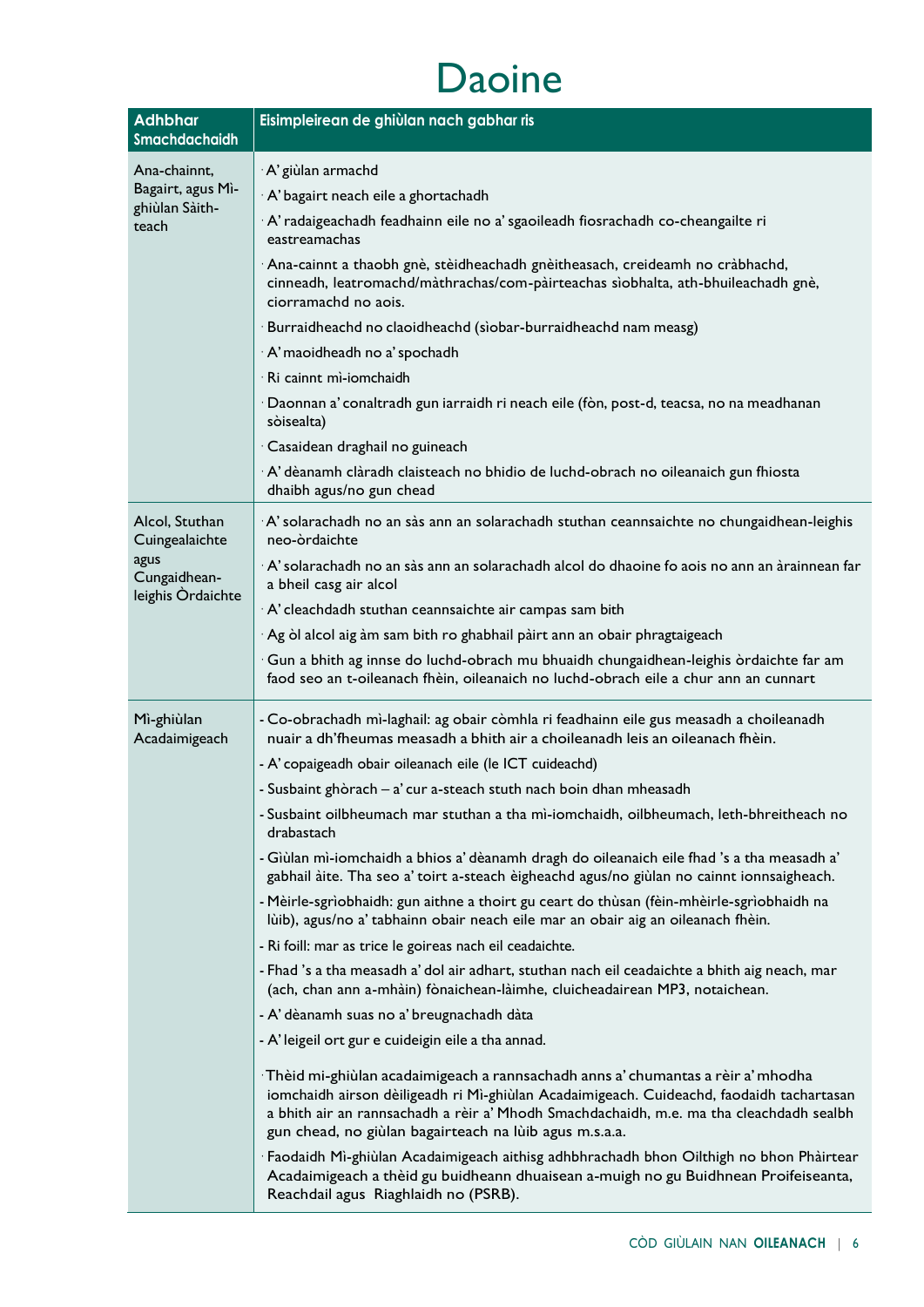# Daoine

| Adhbhar Smachdachaidh | Eisimpleirean de ghiùlan nach gabhar ris |
|---|---|
| Ana-chainnt, Bagairt, agus Mì-ghiùlan Sàith-teach | · A' giùlan armachd<br>· A' bagairt neach eile a ghortachadh<br>· A' radaigeachadh feadhainn eile no a' sgaoileadh fiosrachadh co-cheangailte ri eastreamachas<br>· Ana-cainnt a thaobh gnè, stèidheachadh gnèitheasach, creideamh no cràbhachd, cinneadh, leatromachd/màthrachas/com-pàirteachas sìobhalta, ath-bhuileachadh gnè, ciorramachd no aois.<br>· Burraidheachd no claoidheachd (sìobar-burraidheachd nam measg)<br>· A' maoidheadh no a' spochadh<br>· Ri cainnt mì-iomchaidh<br>· Daonnan a' conaltradh gun iarraidh ri neach eile (fòn, post-d, teacsa, no na meadhanan sòisealta)<br>· Casaidean draghail no guineach<br>· A' dèanamh clàradh claisteach no bhidio de luchd-obrach no oileanaich gun fhiosta dhaibh agus/no gun chead |
| Alcol, Stuthan Cuingealaichte agus Cungaidhean-leighis Òrdaichte | · A' solarachadh no an sàs ann an solarachadh stuthan ceannsaichte no chungaidhean-leighis neo-òrdaichte<br>· A' solarachadh no an sàs ann an solarachadh alcol do dhaoine fo aois no ann an àrainnean far a bheil casg air alcol<br>· A' cleachdadh stuthan ceannsaichte air campas sam bith<br>· Ag òl alcol aig àm sam bith ro ghabhail pàirt ann an obair phragtaigeach<br>· Gun a bhith ag innse do luchd-obrach mu bhuaidh chungaidhean-leighis òrdaichte far am faod seo an t-oileanach fhèin, oileanaich no luchd-obrach eile a chur ann an cunnart |
| Mì-ghiùlan Acadaimigeach | - Co-obrachadh mì-laghail: ag obair còmhla ri feadhainn eile gus measadh a choileanadh nuair a dh'fheumas measadh a bhith air a choileanadh leis an oileanach fhèin.<br>- A' copaigeadh obair oileanach eile (le ICT cuideachd)<br>- Susbaint ghòrach – a' cur a-steach stuth nach boin dhan mheasadh<br>- Susbaint oilbheumach mar stuthan a tha mì-iomchaidh, oilbheumach, leth-bhreitheach no drabastach<br>- Giùlan mì-iomchaidh a bhios a' dèanamh dragh do oileanaich eile fhad 's a tha measadh a' gabhail àite. Tha seo a' toirt a-steach èigheachd agus/no giùlan no cainnt ionnsaigheach.<br>- Mèirle-sgrìobhaidh: gun aithne a thoirt gu ceart do thùsan (fèin-mhèirle-sgrìobhaidh na lùib), agus/no a' tabhainn obair neach eile mar an obair aig an oileanach fhèin.<br>- Ri foill: mar as trice le goireas nach eil ceadaichte.<br>- Fhad 's a tha measadh a' dol air adhart, stuthan nach eil ceadaichte a bhith aig neach, mar (ach, chan ann a-mhàin) fònaichean-làimhe, cluicheadairean MP3, notaichean.<br>- A' dèanamh suas no a' breugnachadh dàta<br>- A' leigeil ort gur e cuideigin eile a tha annad.<br><br>· Thèid mi-ghiùlan acadaimigeach a rannsachadh anns a' chumantas a rèir a' mhodha iomchaidh airson dèiligeadh ri Mì-ghiùlan Acadaimigeach. Cuideachd, faodaidh tachartasan a bhith air an rannsachadh a rèir a' Mhodh Smachdachaidh, m.e. ma tha cleachdadh sealbh gun chead, no giùlan bagairteach na lùib agus m.s.a.a.<br>· Faodaidh Mì-ghiùlan Acadaimigeach aithisg adhbhrachadh bhon Oilthigh no bhon Phàirtear Acadaimigeach a thèid gu buidheann dhuaisean a-muigh no gu Buidhnean Proifeiseanta, Reachdail agus Riaghlaidh no (PSRB). |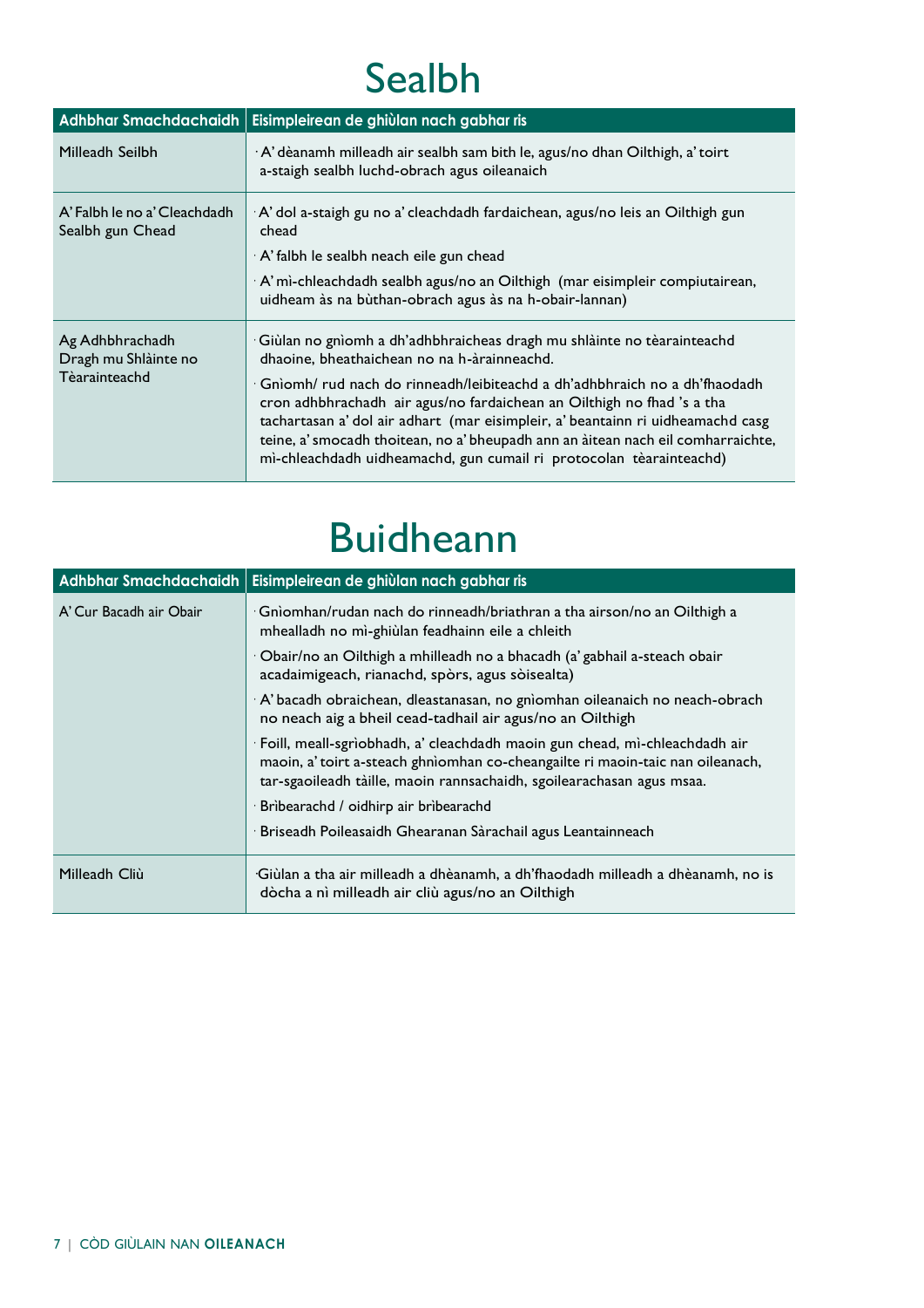# Sealbh

| Adhbhar Smachdachaidh | Eisimpleirean de ghiùlan nach gabhar ris |
|---|---|
| Milleadh Seilbh | · A' dèanamh milleadh air sealbh sam bith le, agus/no dhan Oilthigh, a' toirt a-staigh sealbh luchd-obrach agus oileanaich |
| A' Falbh le no a' Cleachdadh Sealbh gun Chead | · A' dol a-staigh gu no a' cleachdadh fardaichean, agus/no leis an Oilthigh gun chead<br>· A' falbh le sealbh neach eile gun chead<br>· A' mì-chleachdadh sealbh agus/no an Oilthigh (mar eisimpleir compiutairean, uidheam às na bùthan-obrach agus às na h-obair-lannan) |
| Ag Adhbhrachadh Dragh mu Shlàinte no Tèarainteachd | · Giùlan no gnìomh a dh'adhbhraicheas dragh mu shlàinte no tèarainteachd dhaoine, bheathaichean no na h-àrainneachd.<br>· Gnìomh/ rud nach do rinneadh/leibiteachd a dh'adhbhraich no a dh'fhaodadh cron adhbhrachadh air agus/no fardaichean an Oilthigh no fhad 's a tha tachartasan a' dol air adhart (mar eisimpleir, a' beantainn ri uidheamachd casg teine, a' smocadh thoitean, no a' bheupadh ann an àitean nach eil comharraichte, mì-chleachdadh uidheamachd, gun cumail ri protocolan tèarainteachd) |

# Buidheann

| Adhbhar Smachdachaidh | Eisimpleirean de ghiùlan nach gabhar ris |
|---|---|
| A' Cur Bacadh air Obair | · Gnìomhan/rudan nach do rinneadh/briathran a tha airson/no an Oilthigh a mhealladh no mì-ghiùlan feadhainn eile a chleith<br>· Obair/no an Oilthigh a mhilleadh no a bhacadh (a' gabhail a-steach obair acadaimigeach, rianachd, spòrs, agus sòisealta)<br>· A' bacadh obraichean, dleastanasan, no gnìomhan oileanaich no neach-obrach no neach aig a bheil cead-tadhail air agus/no an Oilthigh<br>· Foill, meall-sgrìobhadh, a' cleachdadh maoin gun chead, mì-chleachdadh air maoin, a' toirt a-steach ghnìomhan co-cheangailte ri maoin-taic nan oileanach, tar-sgaoileadh tàille, maoin rannsachaidh, sgoilearachasan agus msaa.<br>· Brìbearachd / oidhirp air brìbearachd<br>· Briseadh Poileasaidh Ghearanan Sàrachail agus Leantainneach |
| Milleadh Cliù | · Giùlan a tha air milleadh a dhèanamh, a dh'fhaodadh milleadh a dhèanamh, no is dòcha a nì milleadh air cliù agus/no an Oilthigh |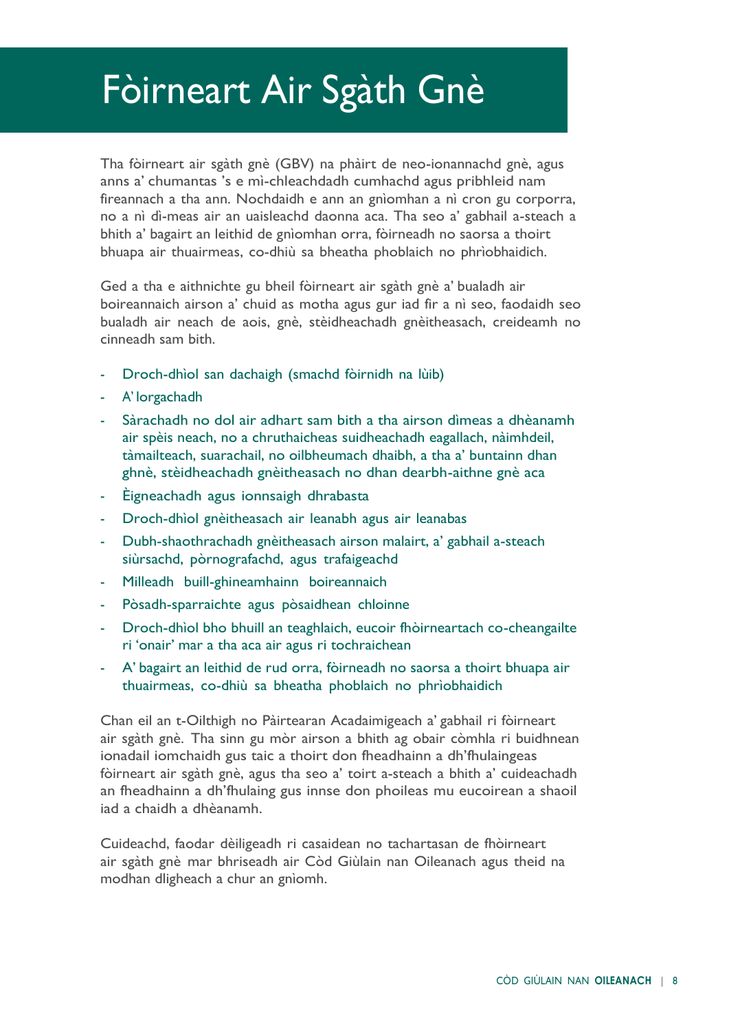# Fòirneart Air Sgàth Gnè

Tha fòirneart air sgàth gnè (GBV) na phàirt de neo-ionannachd gnè, agus anns a' chumantas 's e mì-chleachdadh cumhachd agus pribhleid nam fireannach a tha ann. Nochdaidh e ann an gnìomhan a nì cron gu corporra, no a nì dì-meas air an uaisleachd daonna aca. Tha seo a' gabhail a-steach a bhith a' bagairt an leithid de gnìomhan orra, fòirneadh no saorsa a thoirt bhuapa air thuairmeas, co-dhiù sa bheatha phoblaich no phrìobhaidich.

Ged a tha e aithnichte gu bheil fòirneart air sgàth gnè a' bualadh air boireannaich airson a' chuid as motha agus gur iad fir a nì seo, faodaidh seo bualadh air neach de aois, gnè, stèidheachadh gnèitheasach, creideamh no cinneadh sam bith.

- Droch-dhìol san dachaigh (smachd fòirnidh na lùib)
- A' lorgachadh
- Sàrachadh no dol air adhart sam bith a tha airson dìmeas a dhèanamh air spèis neach, no a chruthaicheas suidheachadh eagallach, nàimhdeil, tàmailteach, suarachail, no oilbheumach dhaibh, a tha a' buntainn dhan ghnè, stèidheachadh gnèitheasach no dhan dearbh-aithne gnè aca
- Èigneachadh agus ionnsaigh dhrabasta
- Droch-dhìol gnèitheasach air leanabh agus air leanabas
- Dubh-shaothrachadh gnèitheasach airson malairt, a' gabhail a-steach siùrsachd, pòrnografachd, agus trafaigeachd
- Milleadh buill-ghineamhainn boireannaich
- Pòsadh-sparraichte agus pòsaidhean chloinne
- Droch-dhìol bho bhuill an teaghlaich, eucoir fhòirneartach co-cheangailte ri 'onair' mar a tha aca air agus ri tochraichean
- A' bagairt an leithid de rud orra, fòirneadh no saorsa a thoirt bhuapa air thuairmeas, co-dhiù sa bheatha phoblaich no phrìobhaidich

Chan eil an t-Oilthigh no Pàirtearan Acadaimigeach a' gabhail ri fòirneart air sgàth gnè. Tha sinn gu mòr airson a bhith ag obair còmhla ri buidhnean ionadail iomchaidh gus taic a thoirt don fheadhainn a dh'fhulaingeas fòirneart air sgàth gnè, agus tha seo a' toirt a-steach a bhith a' cuideachadh an fheadhainn a dh'fhulaing gus innse don phoileas mu eucoirean a shaoil iad a chaidh a dhèanamh.

Cuideachd, faodar dèiligeadh ri casaidean no tachartasan de fhòirneart air sgàth gnè mar bhriseadh air Còd Giùlain nan Oileanach agus theid na modhan dligheach a chur an gnìomh.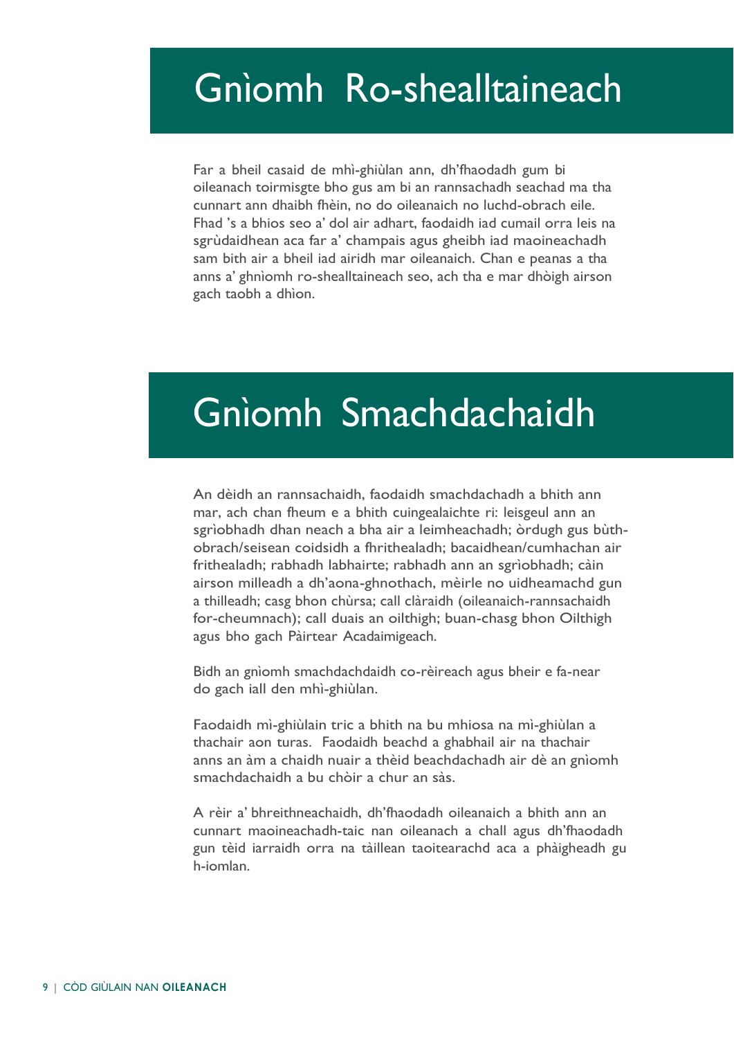# Gnìomh Ro-shealltaineach

Far a bheil casaid de mhì-ghiùlan ann, dh'fhaodadh gum bi oileanach toirmisgte bho gus am bi an rannsachadh seachad ma tha cunnart ann dhaibh fhèin, no do oileanaich no luchd-obrach eile. Fhad 's a bhios seo a' dol air adhart, faodaidh iad cumail orra leis na sgrùdaidhean aca far a' champais agus gheibh iad maoineachadh sam bith air a bheil iad airidh mar oileanaich. Chan e peanas a tha anns a' ghnìomh ro-shealltaineach seo, ach tha e mar dhòigh airson gach taobh a dhìon.

# Gnìomh Smachdachaidh

An dèidh an rannsachaidh, faodaidh smachdachadh a bhith ann mar, ach chan fheum e a bhith cuingealaichte ri: leisgeul ann an sgrìobhadh dhan neach a bha air a leimheachadh; òrdugh gus bùth-obrach/seisean coidsidh a fhrithealadh; bacaidhean/cumhachan air frithealadh; rabhadh labhairte; rabhadh ann an sgrìobhadh; càin airson milleadh a dh'aona-ghnothach, mèirle no uidheamachd gun a thilleadh; casg bhon chùrsa; call clàraidh (oileanaich-rannsachaidh for-cheumnach); call duais an oilthigh; buan-chasg bhon Oilthigh agus bho gach Pàirtear Acadaimigeach.

Bidh an gnìomh smachdachdaidh co-rèireach agus bheir e fa-near do gach iall den mhì-ghiùlan.

Faodaidh mì-ghiùlain tric a bhith na bu mhiosa na mì-ghiùlan a thachair aon turas. Faodaidh beachd a ghabhail air na thachair anns an àm a chaidh nuair a thèid beachdachadh air dè an gnìomh smachdachaidh a bu chòir a chur an sàs.

A rèir a' bhreithneachaidh, dh'fhaodadh oileanaich a bhith ann an cunnart maoineachadh-taic nan oileanach a chall agus dh'fhaodadh gun tèid iarraidh orra na tàillean taoitearachd aca a phàigheadh gu h-iomlan.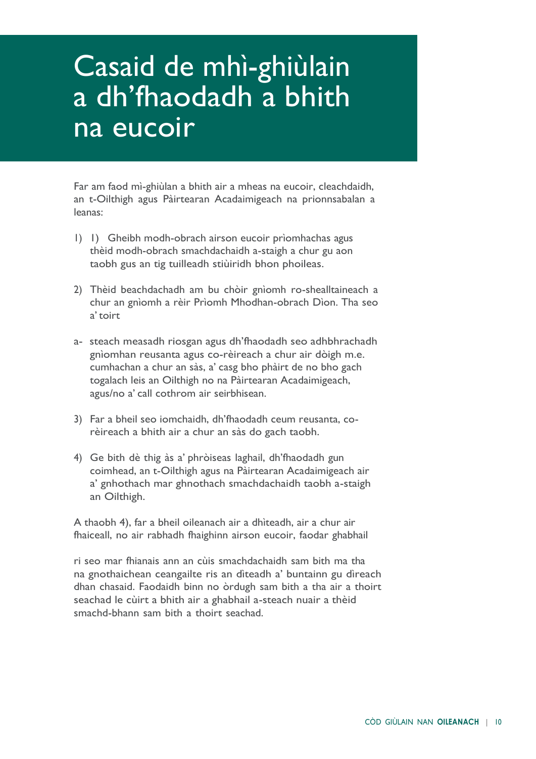# Casaid de mhì-ghiùlain a dh'fhaodadh a bhith na eucoir

Far am faod mì-ghiùlan a bhith air a mheas na eucoir, cleachdaidh, an t-Oilthigh agus Pàirtearan Acadaimigeach na prionnsabalan a leanas:

1) 1) Gheibh modh-obrach airson eucoir prìomhachas agus thèid modh-obrach smachdachaidh a-staigh a chur gu aon taobh gus an tig tuilleadh stiùiridh bhon phoileas.

2) Thèid beachdachadh am bu chòir gnìomh ro-shealltaineach a chur an gnìomh a rèir Prìomh Mhodhan-obrach Dìon. Tha seo a' toirt

a- steach measadh riosgan agus dh'fhaodadh seo adhbhrachadh gnìomhan reusanta agus co-rèireach a chur air dòigh m.e. cumhachan a chur an sàs, a' casg bho phàirt de no bho gach togalach leis an Oilthigh no na Pàirtearan Acadaimigeach, agus/no a' call cothrom air seirbhisean.

3) Far a bheil seo iomchaidh, dh'fhaodadh ceum reusanta, co-rèireach a bhith air a chur an sàs do gach taobh.

4) Ge bith dè thig às a' phròiseas laghail, dh'fhaodadh gun coimhead, an t-Oilthigh agus na Pàirtearan Acadaimigeach air a' gnhothach mar ghnothach smachdachaidh taobh a-staigh an Oilthigh.

A thaobh 4), far a bheil oileanach air a dhìteadh, air a chur air fhaiceall, no air rabhadh fhaighinn airson eucoir, faodar ghabhail

ri seo mar fhianais ann an cùis smachdachaidh sam bith ma tha na gnothaichean ceangailte ris an dìteadh a' buntainn gu dìreach dhan chasaid. Faodaidh binn no òrdugh sam bith a tha air a thoirt seachad le cùirt a bhith air a ghabhail a-steach nuair a thèid smachd-bhann sam bith a thoirt seachad.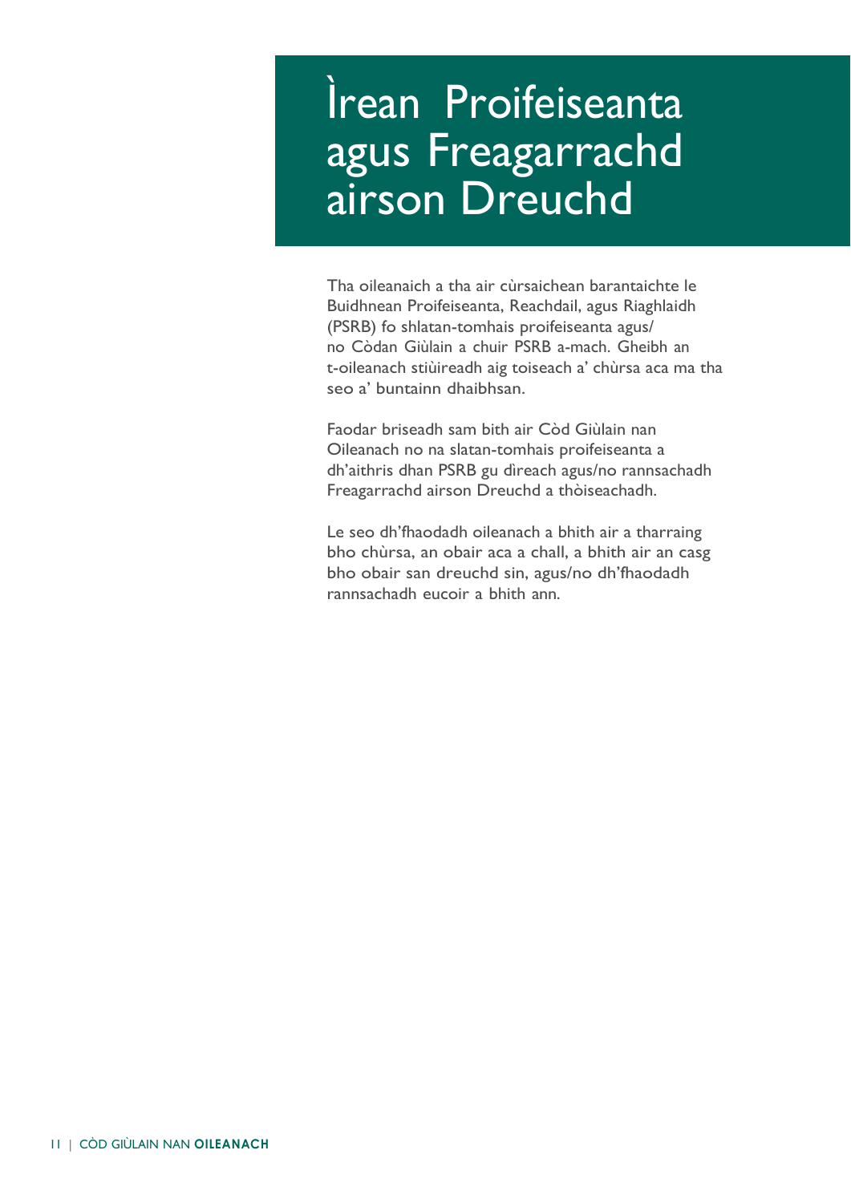# Ìrean Proifeiseanta agus Freagarrachd airson Dreuchd

Tha oileanaich a tha air cùrsaichean barantaichte le Buidhnean Proifeiseanta, Reachdail, agus Riaghlaidh (PSRB) fo shlatan-tomhais proifeiseanta agus/no Còdan Giùlain a chuir PSRB a-mach. Gheibh an t-oileanach stiùireadh aig toiseach a' chùrsa aca ma tha seo a' buntainn dhaibhsan.

Faodar briseadh sam bith air Còd Giùlain nan Oileanach no na slatan-tomhais proifeiseanta a dh'aithris dhan PSRB gu dìreach agus/no rannsachadh Freagarrachd airson Dreuchd a thòiseachadh.

Le seo dh'fhaodadh oileanach a bhith air a tharraing bho chùrsa, an obair aca a chall, a bhith air an casg bho obair san dreuchd sin, agus/no dh'fhaodadh rannsachadh eucoir a bhith ann.